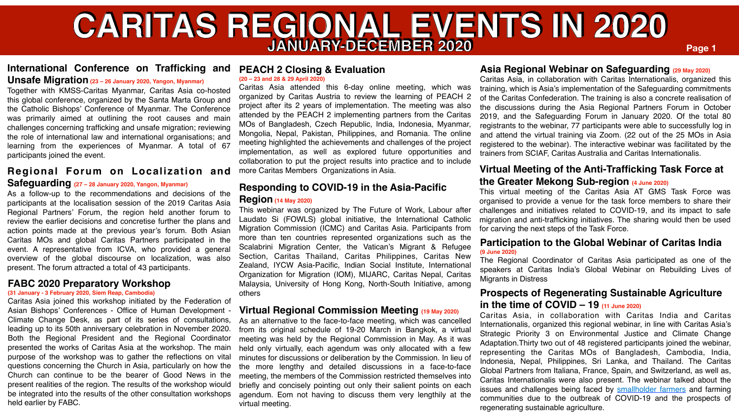# CARITAS REGIONAL EVENTS IN 2020

## JANUARY-DECEMBER 2020

### International Conference on Trafficking and Unsafe Migration (23 – 26 January 2020, Yangon, Myanmar)

Together with KMSS-Caritas Myanmar, Caritas Asia co-hosted this global conference, organized by the Santa Marta Group and the Catholic Bishops' Conference of Myanmar. The Conference was primarily aimed at outlining the root causes and main challenges concerning trafficking and unsafe migration; reviewing the role of international law and international organisations; and learning from the experiences of Myanmar. A total of 67 participants joined the event.

### Regional Forum on Localization and Safeguarding (27 – 28 January 2020, Yangon, Myanmar)

As a follow-up to the recommendations and decisions of the participants at the localisation session of the 2019 Caritas Asia Regional Partners' Forum, the region held another forum to review the earlier decisions and concretise further the plans and action points made at the previous year's forum. Both Asian Caritas MOs and global Caritas Partners participated in the event. A representative from ICVA, who provided a general overview of the global discourse on localization, was also present. The forum attracted a total of 43 participants.

### FABC 2020 Preparatory Workshop (31 January - 3 February 2020, Siem Reap, Cambodia)

Caritas Asia joined this workshop initiated by the Federation of Asian Bishops' Conferences - Office of Human Development - Climate Change Desk, as part of its series of consultations, leading up to its 50th anniversary celebration in November 2020. Both the Regional President and the Regional Coordinator presented the works of Caritas Asia at the workshop. The main purpose of the workshop was to gather the reflections on vital questions concerning the Church in Asia, particularly on how the Church can continue to be the bearer of Good News in the present realities of the region. The results of the workshop wiould be integrated into the results of the other consultation workshops held earlier by FABC.

### PEACH 2 Closing & Evaluation (20 – 23 and 28 & 29 April 2020)

Caritas Asia attended this 6-day online meeting, which was organized by Caritas Austria to review the learning of PEACH 2 project after its 2 years of implementation. The meeting was also attended by the PEACH 2 implementing partners from the Caritas MOs of Bangladesh, Czech Republic, India, Indonesia, Myanmar, Mongolia, Nepal, Pakistan, Philippines, and Romania. The online meeting highlighted the achievements and challenges of the project implementation, as well as explored future opportunities and collaboration to put the project results into practice and to include more Caritas Members Organizations in Asia.

### Responding to COVID-19 in the Asia-Pacific Region (14 May 2020)

This webinar was organized by The Future of Work, Labour after Laudato Si (FOWLS) global initiative, the International Catholic Migration Commission (ICMC) and Caritas Asia. Participants from more than ten countries represented organizations such as the Scalabrini Migration Center, the Vatican's Migrant & Refugee Section, Caritas Thailand, Caritas Philippines, Caritas New Zealand, IYCW Asia-Pacific, Indian Social Institute, International Organization for Migration (IOM), MIJARC, Caritas Nepal, Caritas Malaysia, University of Hong Kong, North-South Initiative, among others

### Virtual Regional Commission Meeting (19 May 2020)

As an alternative to the face-to-face meeting, which was cancelled from its original schedule of 19-20 March in Bangkok, a virtual meeting was held by the Regional Commission in May. As it was held only virtually, each agendum was only allocated with a few minutes for discussions or deliberation by the Commission. In lieu of the more lengthy and detailed discussions in a face-to-face meeting, the members of the Commission restricted themselves into briefly and concisely pointing out only their salient points on each agendum. Eom not having to discuss them very lengthily at the virtual meeting.

### Asia Regional Webinar on Safeguarding (29 May 2020)

Caritas Asia, in collaboration with Caritas Internationalis, organized this training, which is Asia's implementation of the Safeguarding commitments of the Caritas Confederation. The training is also a concrete realisation of the discussions during the Asia Regional Partners Forum in October 2019, and the Safeguarding Forum in January 2020. Of the total 80 registrants to the webinar, 77 participants were able to successfully log in and attend the virtual training via Zoom. (22 out of the 25 MOs in Asia registered to the webinar). The interactive webinar was facilitated by the trainers from SCIAF, Caritas Australia and Caritas Internationalis.

### Virtual Meeting of the Anti-Trafficking Task Force at the Greater Mekong Sub-region (4 June 2020)

This virtual meeting of the Caritas Asia AT GMS Task Force was organised to provide a venue for the task force members to share their challenges and initiatives related to COVID-19, and its impact to safe migration and anti-trafficking initiatives. The sharing would then be used for carving the next steps of the Task Force.

### Participation to the Global Webinar of Caritas India (9 June 2020)

The Regional Coordinator of Caritas Asia participated as one of the speakers at Caritas India's Global Webinar on Rebuilding Lives of Migrants in Distress

### Prospects of Regenerating Sustainable Agriculture in the time of COVID – 19 (11 June 2020)

Caritas Asia, in collaboration with Caritas India and Caritas Internationalis, organized this regional webinar, in line with Caritas Asia's Strategic Priority 3 on Environmental Justice and Climate Change Adaptation.Thirty two out of 48 registered participants joined the webinar, representing the Caritas MOs of Bangladesh, Cambodia, India, Indonesia, Nepal, Philippines, Sri Lanka, and Thailand. The Caritas Global Partners from Italiana, France, Spain, and Switzerland, as well as, Caritas Internationalis were also present. The webinar talked about the issues and challenges being faced by smallholder farmers and farming communities due to the outbreak of COVID-19 and the prospects of regenerating sustainable agriculture.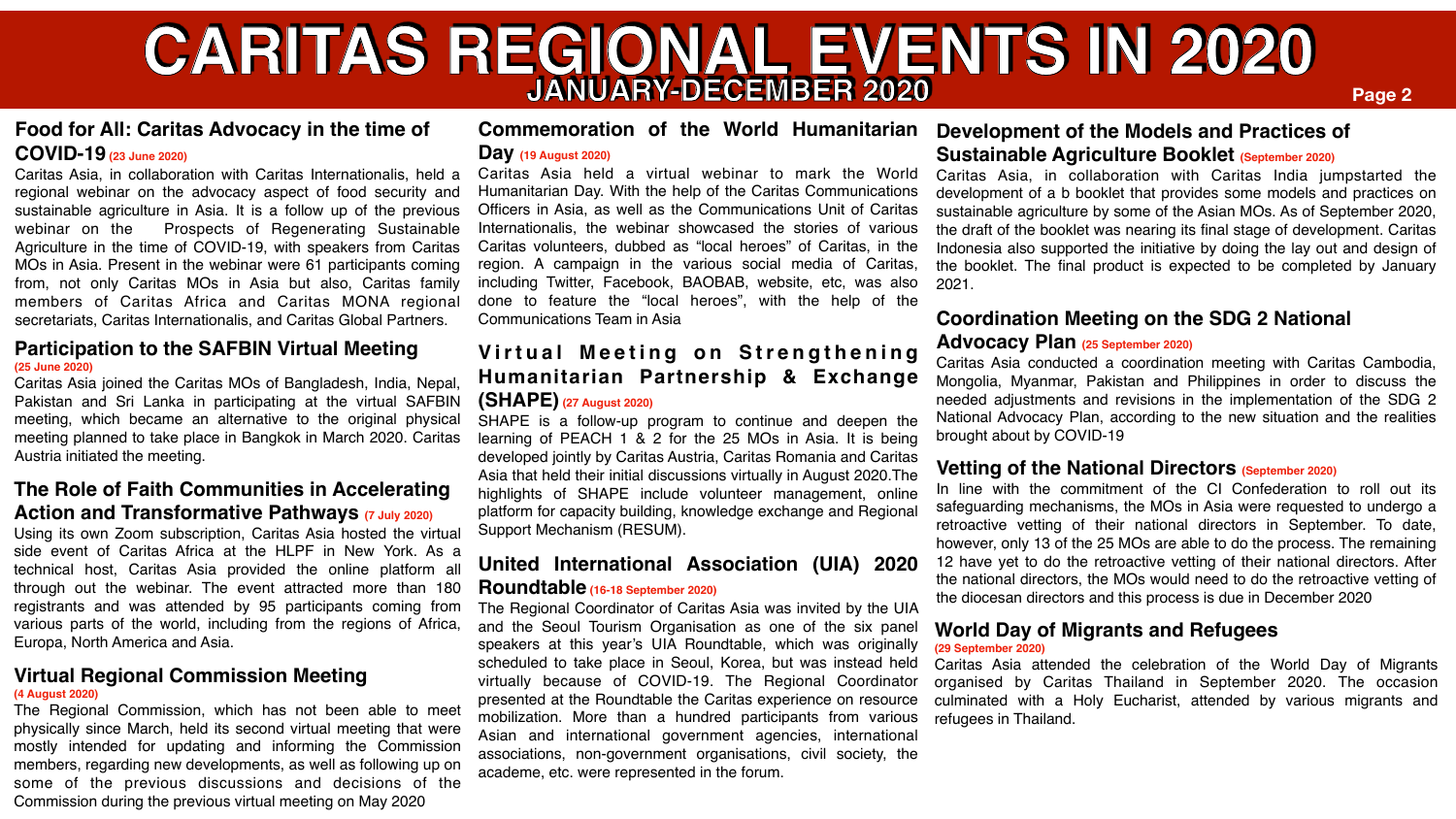# CARITAS REGIONAL EVENTS IN 2020

## JANUARY-DECEMBER 2020

### Food for All: Caritas Advocacy in the time of COVID-19 (23 June 2020)

Caritas Asia, in collaboration with Caritas Internationalis, held a regional webinar on the advocacy aspect of food security and sustainable agriculture in Asia. It is a follow up of the previous webinar on the Prospects of Regenerating Sustainable Agriculture in the time of COVID-19, with speakers from Caritas MOs in Asia. Present in the webinar were 61 participants coming from, not only Caritas MOs in Asia but also, Caritas family members of Caritas Africa and Caritas MONA regional secretariats, Caritas Internationalis, and Caritas Global Partners.

### Participation to the SAFBIN Virtual Meeting (25 June 2020)

Caritas Asia joined the Caritas MOs of Bangladesh, India, Nepal, Pakistan and Sri Lanka in participating at the virtual SAFBIN meeting, which became an alternative to the original physical meeting planned to take place in Bangkok in March 2020. Caritas Austria initiated the meeting.

### The Role of Faith Communities in Accelerating Action and Transformative Pathways (7 July 2020)

Using its own Zoom subscription, Caritas Asia hosted the virtual side event of Caritas Africa at the HLPF in New York. As a technical host, Caritas Asia provided the online platform all through out the webinar. The event attracted more than 180 registrants and was attended by 95 participants coming from various parts of the world, including from the regions of Africa, Europa, North America and Asia.

### Virtual Regional Commission Meeting (4 August 2020)

The Regional Commission, which has not been able to meet physically since March, held its second virtual meeting that were mostly intended for updating and informing the Commission members, regarding new developments, as well as following up on some of the previous discussions and decisions of the Commission during the previous virtual meeting on May 2020

### Commemoration of the World Humanitarian Day (19 August 2020)

Caritas Asia held a virtual webinar to mark the World Humanitarian Day. With the help of the Caritas Communications Officers in Asia, as well as the Communications Unit of Caritas Internationalis, the webinar showcased the stories of various Caritas volunteers, dubbed as "local heroes" of Caritas, in the region. A campaign in the various social media of Caritas, including Twitter, Facebook, BAOBAB, website, etc, was also done to feature the "local heroes", with the help of the Communications Team in Asia

### Virtual Meeting on Strengthening Humanitarian Partnership & Exchange (SHAPE) (27 August 2020)

SHAPE is a follow-up program to continue and deepen the learning of PEACH 1 & 2 for the 25 MOs in Asia. It is being developed jointly by Caritas Austria, Caritas Romania and Caritas Asia that held their initial discussions virtually in August 2020.The highlights of SHAPE include volunteer management, online platform for capacity building, knowledge exchange and Regional Support Mechanism (RESUM).

### United International Association (UIA) 2020 Roundtable (16-18 September 2020)

The Regional Coordinator of Caritas Asia was invited by the UIA and the Seoul Tourism Organisation as one of the six panel speakers at this year's UIA Roundtable, which was originally scheduled to take place in Seoul, Korea, but was instead held virtually because of COVID-19. The Regional Coordinator presented at the Roundtable the Caritas experience on resource mobilization. More than a hundred participants from various Asian and international government agencies, international associations, non-government organisations, civil society, the academe, etc. were represented in the forum.

### Development of the Models and Practices of Sustainable Agriculture Booklet (September 2020)

Caritas Asia, in collaboration with Caritas India jumpstarted the development of a b booklet that provides some models and practices on sustainable agriculture by some of the Asian MOs. As of September 2020, the draft of the booklet was nearing its final stage of development. Caritas Indonesia also supported the initiative by doing the lay out and design of the booklet. The final product is expected to be completed by January 2021.

### Coordination Meeting on the SDG 2 National Advocacy Plan (25 September 2020)

Caritas Asia conducted a coordination meeting with Caritas Cambodia, Mongolia, Myanmar, Pakistan and Philippines in order to discuss the needed adjustments and revisions in the implementation of the SDG 2 National Advocacy Plan, according to the new situation and the realities brought about by COVID-19

### Vetting of the National Directors (September 2020)

In line with the commitment of the CI Confederation to roll out its safeguarding mechanisms, the MOs in Asia were requested to undergo a retroactive vetting of their national directors in September. To date, however, only 13 of the 25 MOs are able to do the process. The remaining 12 have yet to do the retroactive vetting of their national directors. After the national directors, the MOs would need to do the retroactive vetting of the diocesan directors and this process is due in December 2020

### World Day of Migrants and Refugees (29 September 2020)

Caritas Asia attended the celebration of the World Day of Migrants organised by Caritas Thailand in September 2020. The occasion culminated with a Holy Eucharist, attended by various migrants and refugees in Thailand.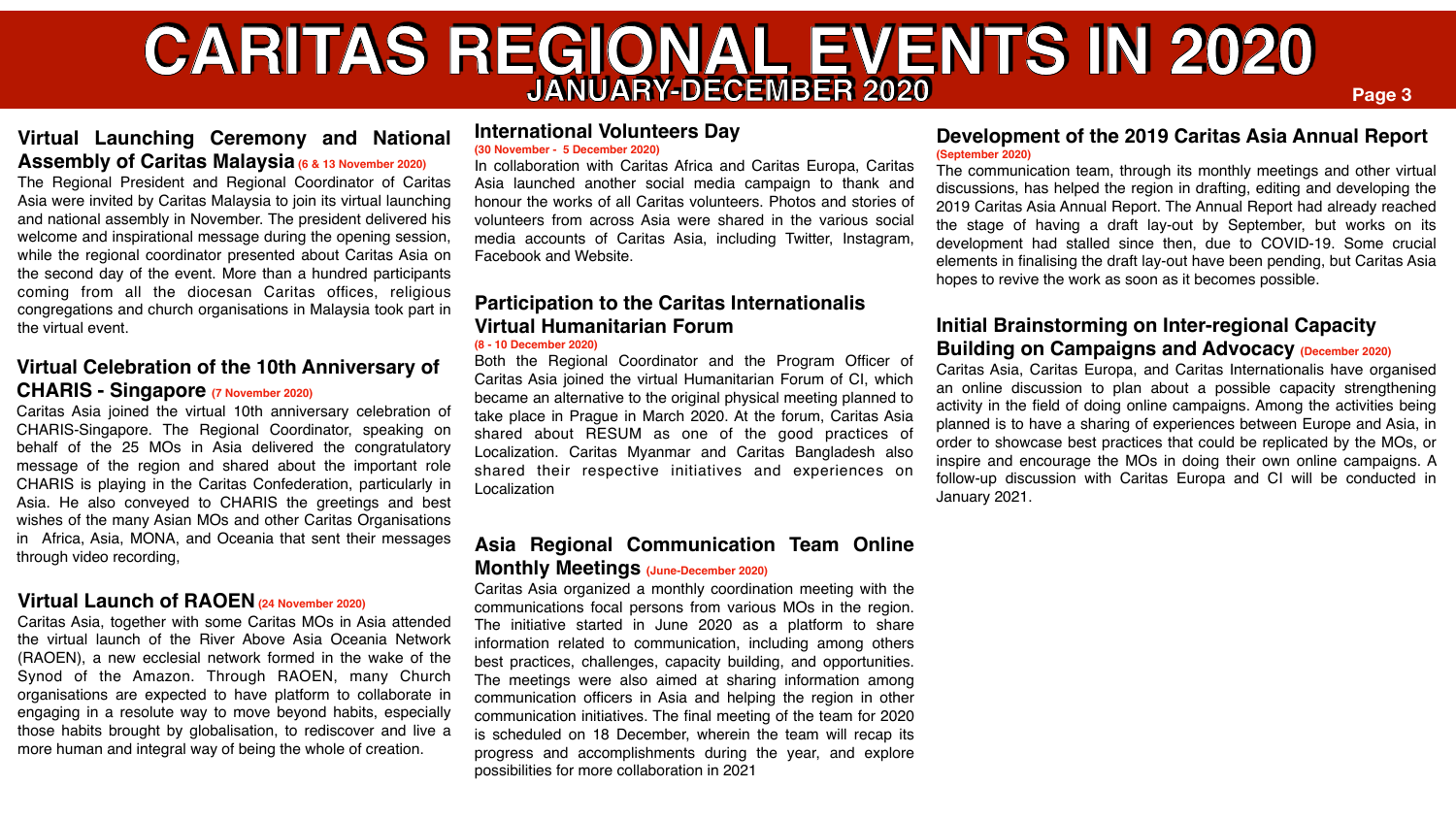# CARITAS REGIONAL EVENTS IN 2020

## JANUARY-DECEMBER 2020

### Virtual Launching Ceremony and National Assembly of Caritas Malaysia (6 & 13 November 2020)

The Regional President and Regional Coordinator of Caritas Asia were invited by Caritas Malaysia to join its virtual launching and national assembly in November. The president delivered his welcome and inspirational message during the opening session, while the regional coordinator presented about Caritas Asia on the second day of the event. More than a hundred participants coming from all the diocesan Caritas offices, religious congregations and church organisations in Malaysia took part in the virtual event.

### Virtual Celebration of the 10th Anniversary of CHARIS - Singapore (7 November 2020)

Caritas Asia joined the virtual 10th anniversary celebration of CHARIS-Singapore. The Regional Coordinator, speaking on behalf of the 25 MOs in Asia delivered the congratulatory message of the region and shared about the important role CHARIS is playing in the Caritas Confederation, particularly in Asia. He also conveyed to CHARIS the greetings and best wishes of the many Asian MOs and other Caritas Organisations in Africa, Asia, MONA, and Oceania that sent their messages through video recording,

### Virtual Launch of RAOEN (24 November 2020)

Caritas Asia, together with some Caritas MOs in Asia attended the virtual launch of the River Above Asia Oceania Network (RAOEN), a new ecclesial network formed in the wake of the Synod of the Amazon. Through RAOEN, many Church organisations are expected to have platform to collaborate in engaging in a resolute way to move beyond habits, especially those habits brought by globalisation, to rediscover and live a more human and integral way of being the whole of creation.

### International Volunteers Day (30 November - 5 December 2020)

In collaboration with Caritas Africa and Caritas Europa, Caritas Asia launched another social media campaign to thank and honour the works of all Caritas volunteers. Photos and stories of volunteers from across Asia were shared in the various social media accounts of Caritas Asia, including Twitter, Instagram, Facebook and Website.

### Participation to the Caritas Internationalis Virtual Humanitarian Forum (8 - 10 December 2020)

Both the Regional Coordinator and the Program Officer of Caritas Asia joined the virtual Humanitarian Forum of CI, which became an alternative to the original physical meeting planned to take place in Prague in March 2020. At the forum, Caritas Asia shared about RESUM as one of the good practices of Localization. Caritas Myanmar and Caritas Bangladesh also shared their respective initiatives and experiences on Localization

### Asia Regional Communication Team Online Monthly Meetings (June-December 2020)

Caritas Asia organized a monthly coordination meeting with the communications focal persons from various MOs in the region. The initiative started in June 2020 as a platform to share information related to communication, including among others best practices, challenges, capacity building, and opportunities. The meetings were also aimed at sharing information among communication officers in Asia and helping the region in other communication initiatives. The final meeting of the team for 2020 is scheduled on 18 December, wherein the team will recap its progress and accomplishments during the year, and explore possibilities for more collaboration in 2021

### Development of the 2019 Caritas Asia Annual Report (September 2020)

The communication team, through its monthly meetings and other virtual discussions, has helped the region in drafting, editing and developing the 2019 Caritas Asia Annual Report. The Annual Report had already reached the stage of having a draft lay-out by September, but works on its development had stalled since then, due to COVID-19. Some crucial elements in finalising the draft lay-out have been pending, but Caritas Asia hopes to revive the work as soon as it becomes possible.

### Initial Brainstorming on Inter-regional Capacity Building on Campaigns and Advocacy (December 2020)

Caritas Asia, Caritas Europa, and Caritas Internationalis have organised an online discussion to plan about a possible capacity strengthening activity in the field of doing online campaigns. Among the activities being planned is to have a sharing of experiences between Europe and Asia, in order to showcase best practices that could be replicated by the MOs, or inspire and encourage the MOs in doing their own online campaigns. A follow-up discussion with Caritas Europa and CI will be conducted in January 2021.